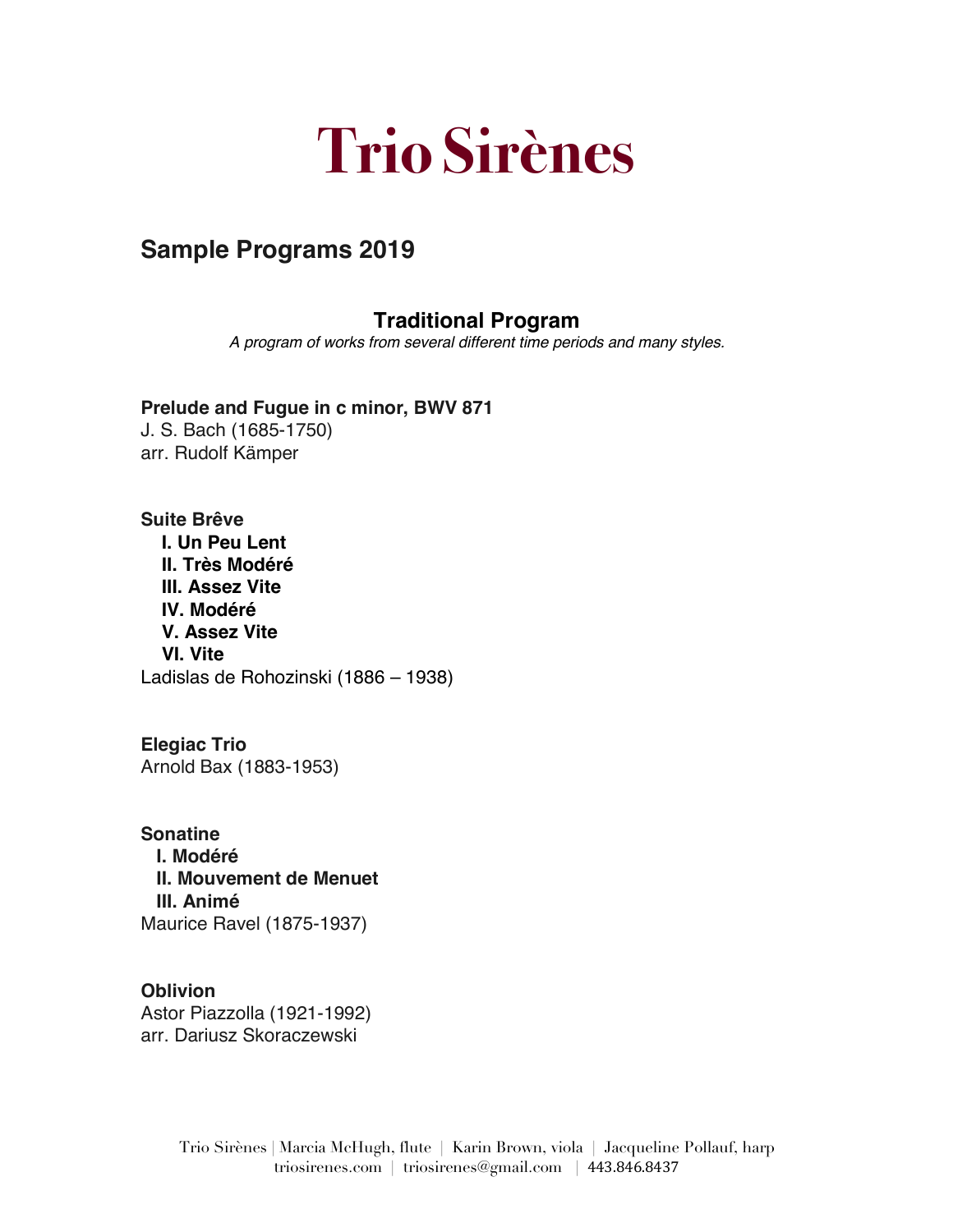# Trio Sirènes

## Sample Programs 2019

### Traditional Program

*A program of works from several different time periods and many styles.*

**Prelude and Fugue in c minor, BWV 871**
J. S. Bach (1685-1750)
arr. Rudolf Kämper

**Suite Brêve**
- **I. Un Peu Lent**
- **II. Très Modéré**
- **III. Assez Vite**
- **IV. Modéré**
- **V. Assez Vite**
- **VI. Vite**

Ladislas de Rohozinski (1886 – 1938)

**Elegiac Trio**
Arnold Bax (1883-1953)

**Sonatine**
- **I. Modéré**
- **II. Mouvement de Menuet**
- **III. Animé**

Maurice Ravel (1875-1937)

**Oblivion**
Astor Piazzolla (1921-1992)
arr. Dariusz Skoraczewski

Trio Sirènes | Marcia McHugh, flute | Karin Brown, viola | Jacqueline Pollauf, harp
triosirenes.com | triosirenes@gmail.com | 443.846.8437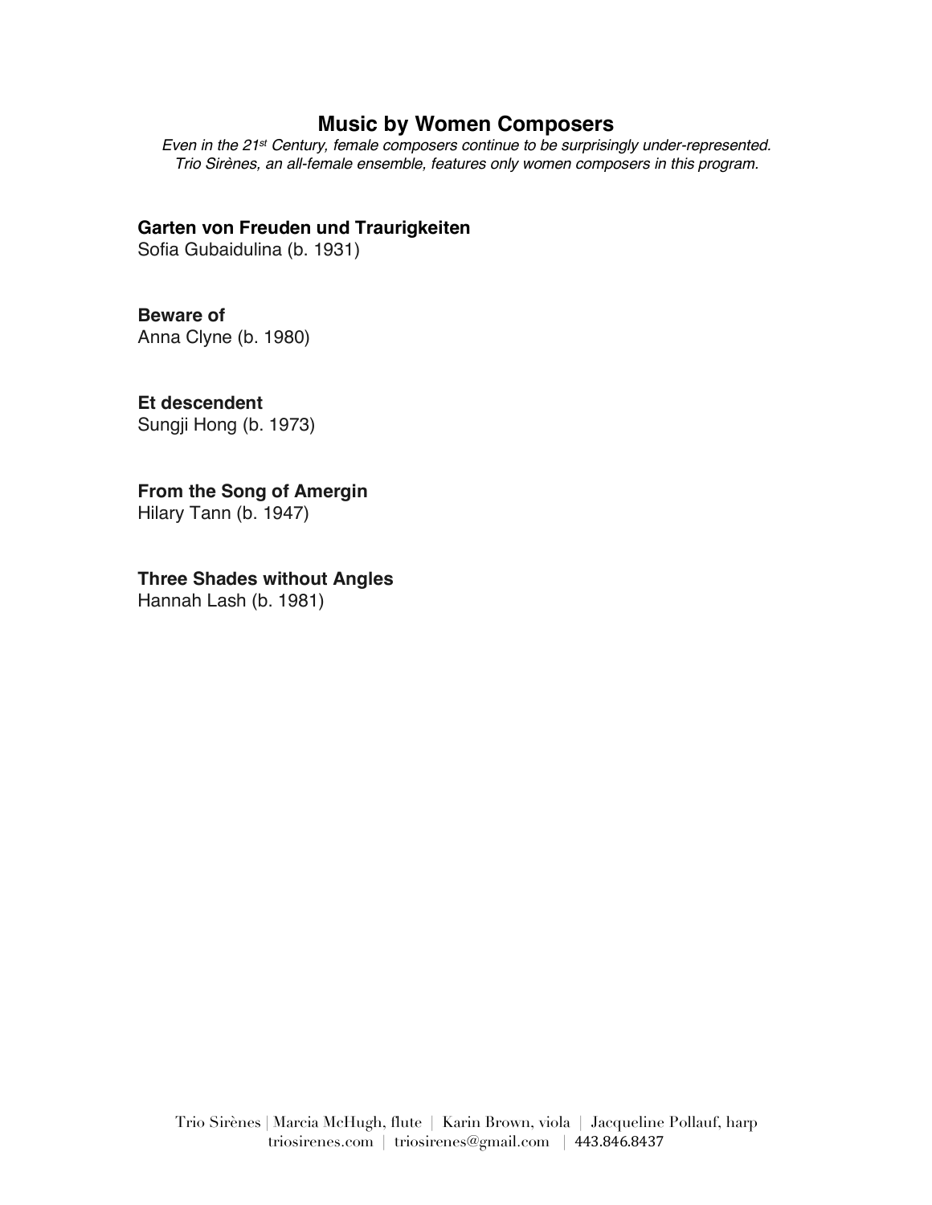## Music by Women Composers

*Even in the 21st Century, female composers continue to be surprisingly under-represented. Trio Sirènes, an all-female ensemble, features only women composers in this program.*

**Garten von Freuden und Traurigkeiten**
Sofia Gubaidulina (b. 1931)

**Beware of**
Anna Clyne (b. 1980)

**Et descendent**
Sungji Hong (b. 1973)

**From the Song of Amergin**
Hilary Tann (b. 1947)

**Three Shades without Angles**
Hannah Lash (b. 1981)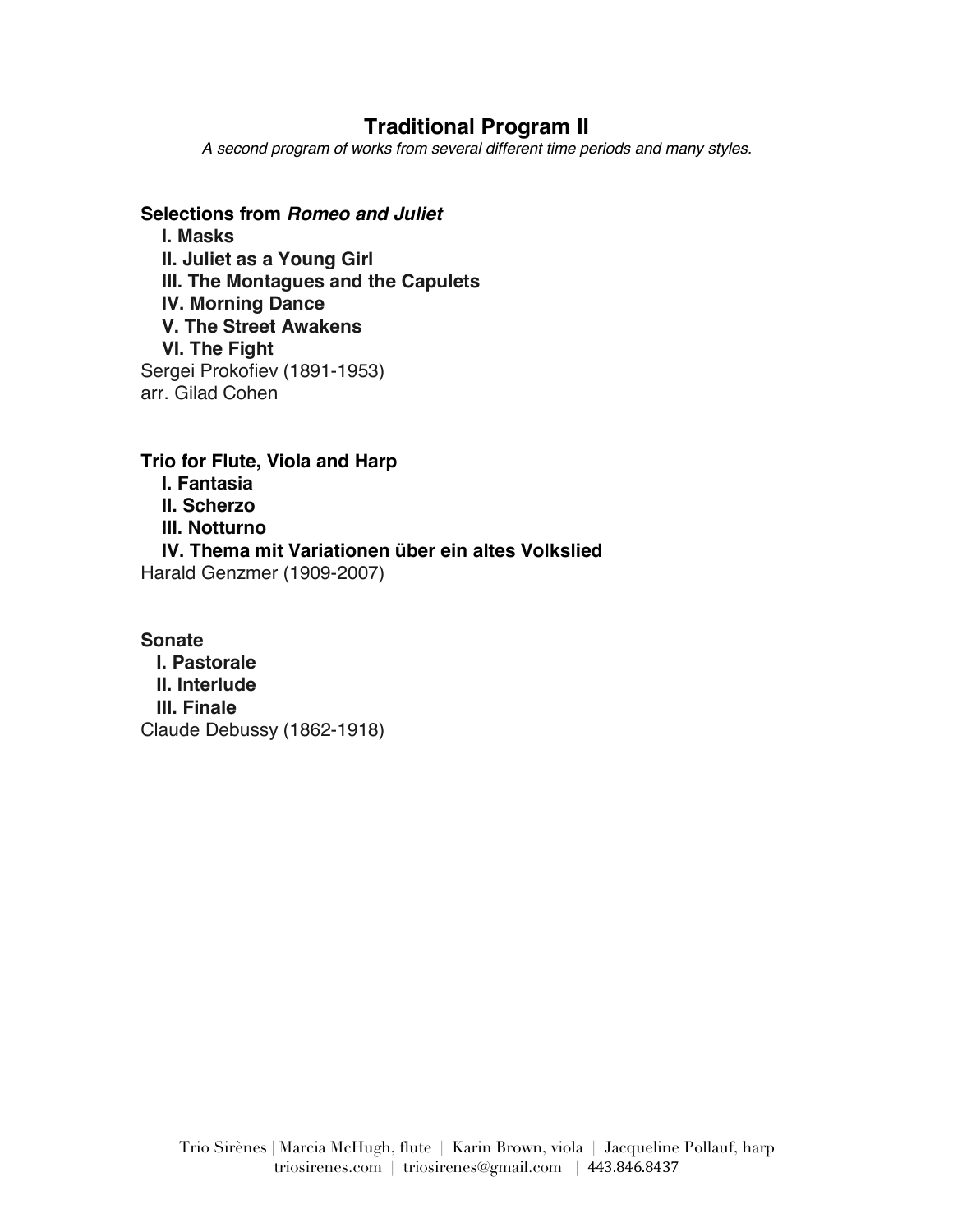## Traditional Program II

*A second program of works from several different time periods and many styles.*

**Selections from *Romeo and Juliet***
**I. Masks**
**II. Juliet as a Young Girl**
**III. The Montagues and the Capulets**
**IV. Morning Dance**
**V. The Street Awakens**
**VI. The Fight**
Sergei Prokofiev (1891-1953)
arr. Gilad Cohen

**Trio for Flute, Viola and Harp**
**I. Fantasia**
**II. Scherzo**
**III. Notturno**
**IV. Thema mit Variationen über ein altes Volkslied**
Harald Genzmer (1909-2007)

**Sonate**
**I. Pastorale**
**II. Interlude**
**III. Finale**
Claude Debussy (1862-1918)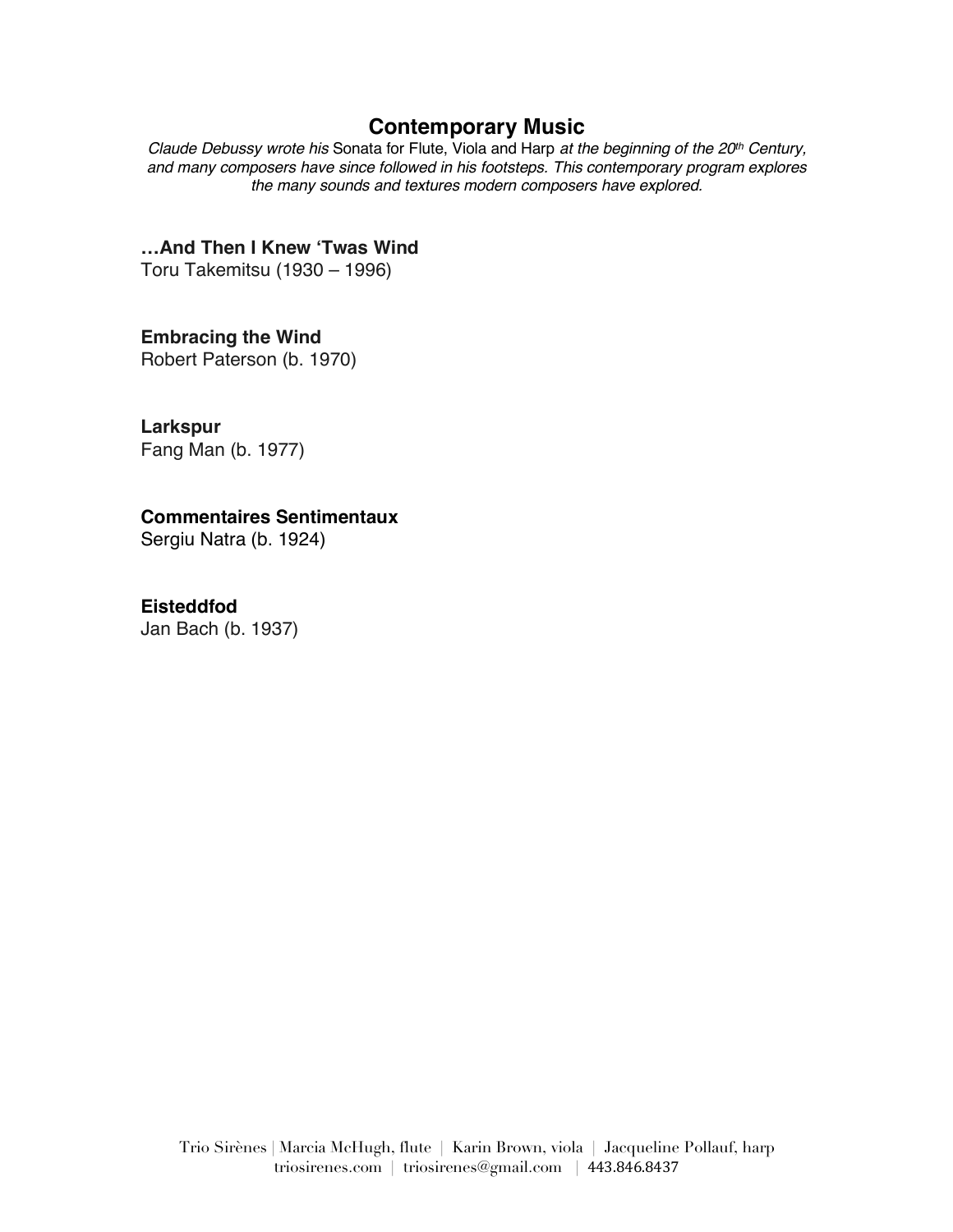## Contemporary Music

*Claude Debussy wrote his* Sonata for Flute, Viola and Harp *at the beginning of the 20th Century, and many composers have since followed in his footsteps. This contemporary program explores the many sounds and textures modern composers have explored.*

**…And Then I Knew 'Twas Wind**
Toru Takemitsu (1930 – 1996)

**Embracing the Wind**
Robert Paterson (b. 1970)

**Larkspur**
Fang Man (b. 1977)

**Commentaires Sentimentaux**
Sergiu Natra (b. 1924)

**Eisteddfod**
Jan Bach (b. 1937)

Trio Sirènes | Marcia McHugh, flute | Karin Brown, viola | Jacqueline Pollauf, harp
triosirenes.com | triosirenes@gmail.com | 443.846.8437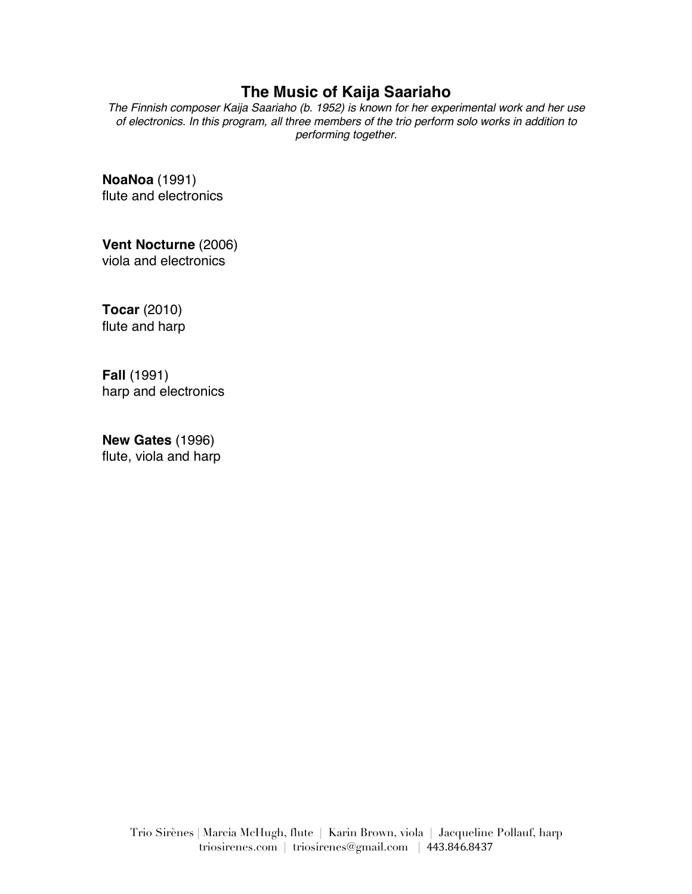## The Music of Kaija Saariaho

*The Finnish composer Kaija Saariaho (b. 1952) is known for her experimental work and her use of electronics. In this program, all three members of the trio perform solo works in addition to performing together.*

**NoaNoa** (1991)
flute and electronics

**Vent Nocturne** (2006)
viola and electronics

**Tocar** (2010)
flute and harp

**Fall** (1991)
harp and electronics

**New Gates** (1996)
flute, viola and harp